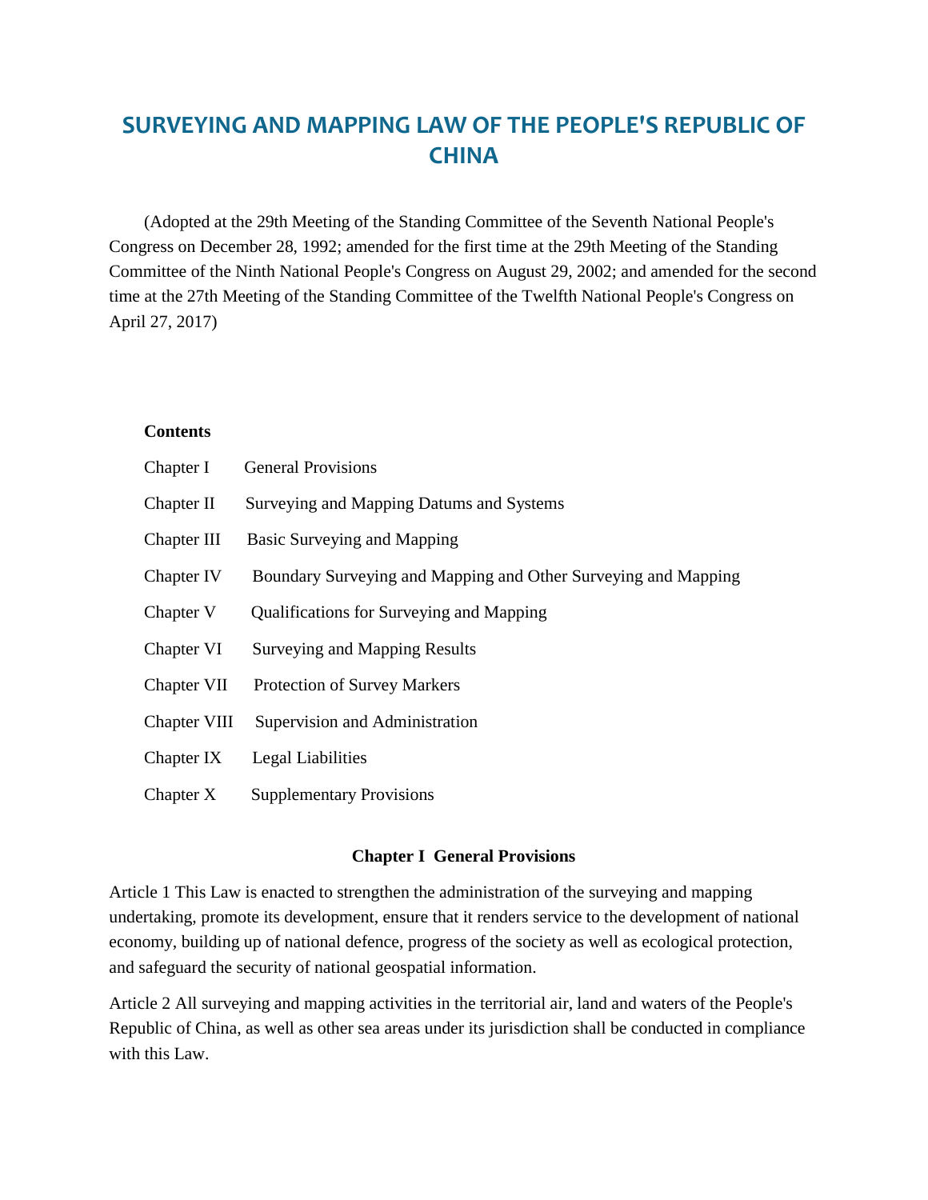# SURVEYING AND MAPPING LAW OF THE PEOPLE'S REPUBLIC OF CHINA

(Adopted at the 29th Meeting of the Standing Committee of the Seventh National People's Congress on December 28, 1992; amended for the first time at the 29th Meeting of the Standing Committee of the Ninth National People's Congress on August 29, 2002; and amended for the second time at the 27th Meeting of the Standing Committee of the Twelfth National People's Congress on April 27, 2017)

**Contents**

Chapter I General Provisions

Chapter II Surveying and Mapping Datums and Systems

Chapter III Basic Surveying and Mapping

Chapter IV Boundary Surveying and Mapping and Other Surveying and Mapping

Chapter V Qualifications for Surveying and Mapping

Chapter VI Surveying and Mapping Results

Chapter VII Protection of Survey Markers

Chapter VIII Supervision and Administration

Chapter IX Legal Liabilities

Chapter X Supplementary Provisions

## Chapter I General Provisions

Article 1 This Law is enacted to strengthen the administration of the surveying and mapping undertaking, promote its development, ensure that it renders service to the development of national economy, building up of national defence, progress of the society as well as ecological protection, and safeguard the security of national geospatial information.

Article 2 All surveying and mapping activities in the territorial air, land and waters of the People's Republic of China, as well as other sea areas under its jurisdiction shall be conducted in compliance with this Law.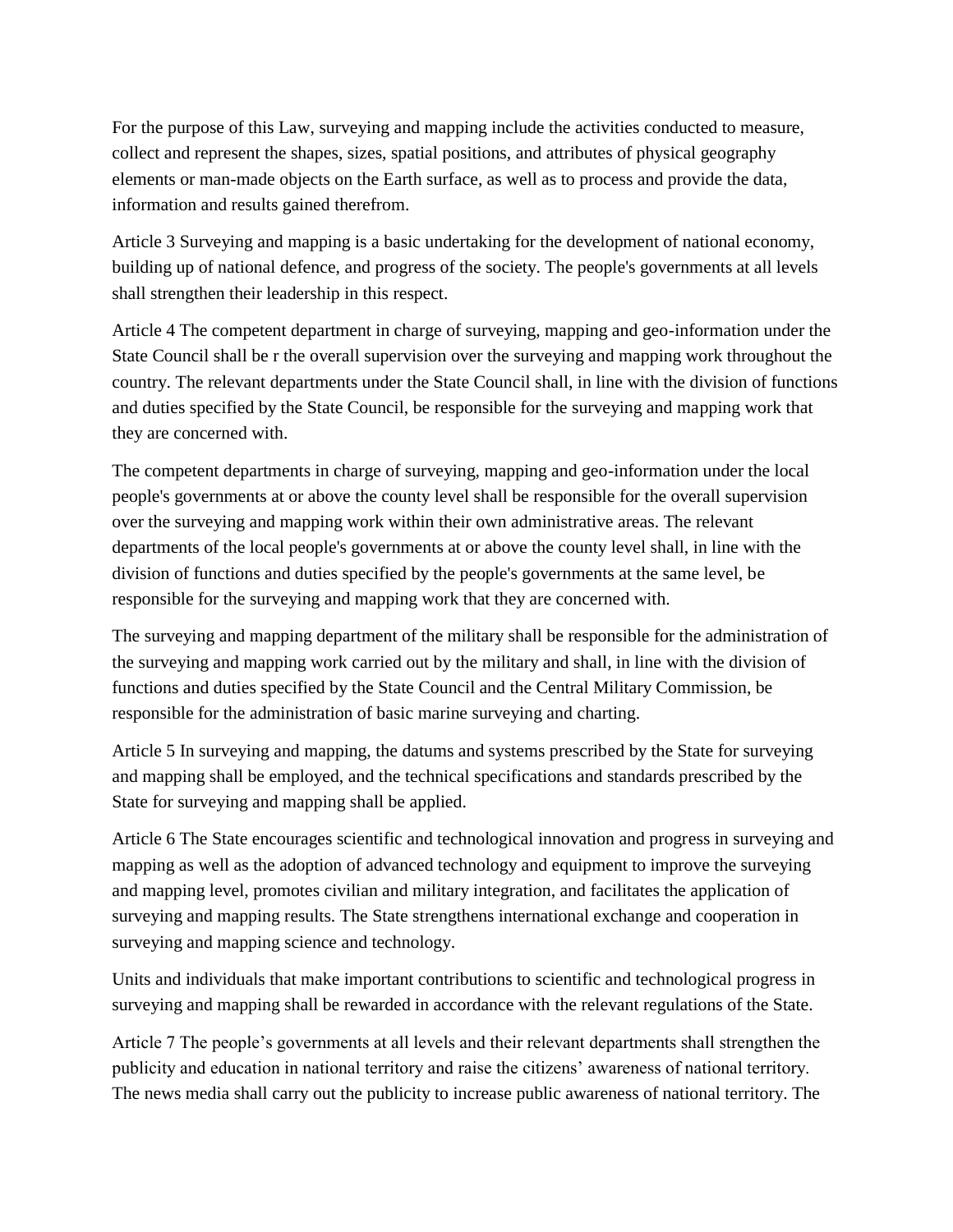For the purpose of this Law, surveying and mapping include the activities conducted to measure, collect and represent the shapes, sizes, spatial positions, and attributes of physical geography elements or man-made objects on the Earth surface, as well as to process and provide the data, information and results gained therefrom.

Article 3 Surveying and mapping is a basic undertaking for the development of national economy, building up of national defence, and progress of the society. The people's governments at all levels shall strengthen their leadership in this respect.

Article 4 The competent department in charge of surveying, mapping and geo-information under the State Council shall be r the overall supervision over the surveying and mapping work throughout the country. The relevant departments under the State Council shall, in line with the division of functions and duties specified by the State Council, be responsible for the surveying and mapping work that they are concerned with.

The competent departments in charge of surveying, mapping and geo-information under the local people's governments at or above the county level shall be responsible for the overall supervision over the surveying and mapping work within their own administrative areas. The relevant departments of the local people's governments at or above the county level shall, in line with the division of functions and duties specified by the people's governments at the same level, be responsible for the surveying and mapping work that they are concerned with.

The surveying and mapping department of the military shall be responsible for the administration of the surveying and mapping work carried out by the military and shall, in line with the division of functions and duties specified by the State Council and the Central Military Commission, be responsible for the administration of basic marine surveying and charting.

Article 5 In surveying and mapping, the datums and systems prescribed by the State for surveying and mapping shall be employed, and the technical specifications and standards prescribed by the State for surveying and mapping shall be applied.

Article 6 The State encourages scientific and technological innovation and progress in surveying and mapping as well as the adoption of advanced technology and equipment to improve the surveying and mapping level, promotes civilian and military integration, and facilitates the application of surveying and mapping results. The State strengthens international exchange and cooperation in surveying and mapping science and technology.

Units and individuals that make important contributions to scientific and technological progress in surveying and mapping shall be rewarded in accordance with the relevant regulations of the State.

Article 7 The people’s governments at all levels and their relevant departments shall strengthen the publicity and education in national territory and raise the citizens’ awareness of national territory. The news media shall carry out the publicity to increase public awareness of national territory. The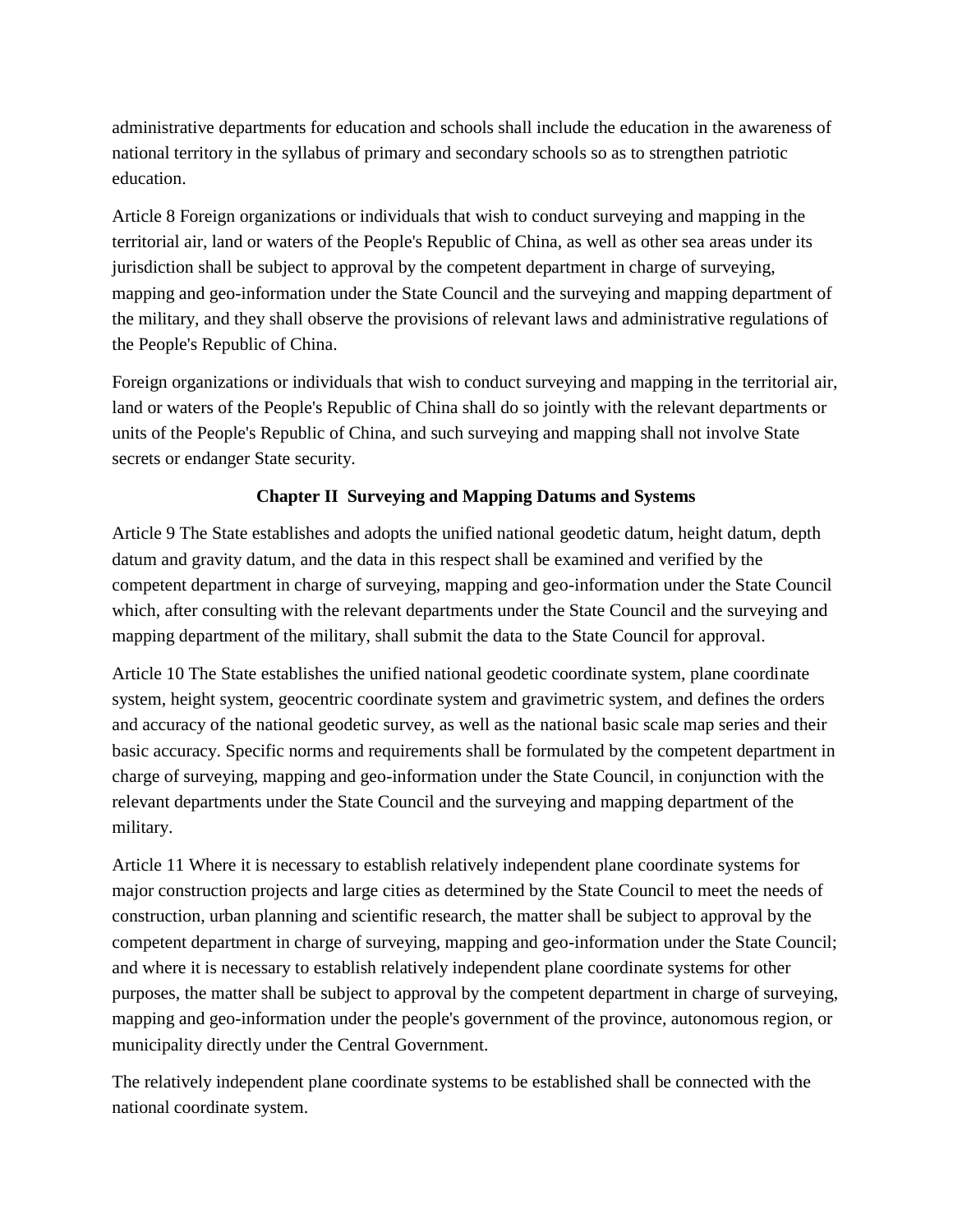administrative departments for education and schools shall include the education in the awareness of national territory in the syllabus of primary and secondary schools so as to strengthen patriotic education.

Article 8 Foreign organizations or individuals that wish to conduct surveying and mapping in the territorial air, land or waters of the People's Republic of China, as well as other sea areas under its jurisdiction shall be subject to approval by the competent department in charge of surveying, mapping and geo-information under the State Council and the surveying and mapping department of the military, and they shall observe the provisions of relevant laws and administrative regulations of the People's Republic of China.

Foreign organizations or individuals that wish to conduct surveying and mapping in the territorial air, land or waters of the People's Republic of China shall do so jointly with the relevant departments or units of the People's Republic of China, and such surveying and mapping shall not involve State secrets or endanger State security.

## Chapter II Surveying and Mapping Datums and Systems

Article 9 The State establishes and adopts the unified national geodetic datum, height datum, depth datum and gravity datum, and the data in this respect shall be examined and verified by the competent department in charge of surveying, mapping and geo-information under the State Council which, after consulting with the relevant departments under the State Council and the surveying and mapping department of the military, shall submit the data to the State Council for approval.

Article 10 The State establishes the unified national geodetic coordinate system, plane coordinate system, height system, geocentric coordinate system and gravimetric system, and defines the orders and accuracy of the national geodetic survey, as well as the national basic scale map series and their basic accuracy. Specific norms and requirements shall be formulated by the competent department in charge of surveying, mapping and geo-information under the State Council, in conjunction with the relevant departments under the State Council and the surveying and mapping department of the military.

Article 11 Where it is necessary to establish relatively independent plane coordinate systems for major construction projects and large cities as determined by the State Council to meet the needs of construction, urban planning and scientific research, the matter shall be subject to approval by the competent department in charge of surveying, mapping and geo-information under the State Council; and where it is necessary to establish relatively independent plane coordinate systems for other purposes, the matter shall be subject to approval by the competent department in charge of surveying, mapping and geo-information under the people's government of the province, autonomous region, or municipality directly under the Central Government.

The relatively independent plane coordinate systems to be established shall be connected with the national coordinate system.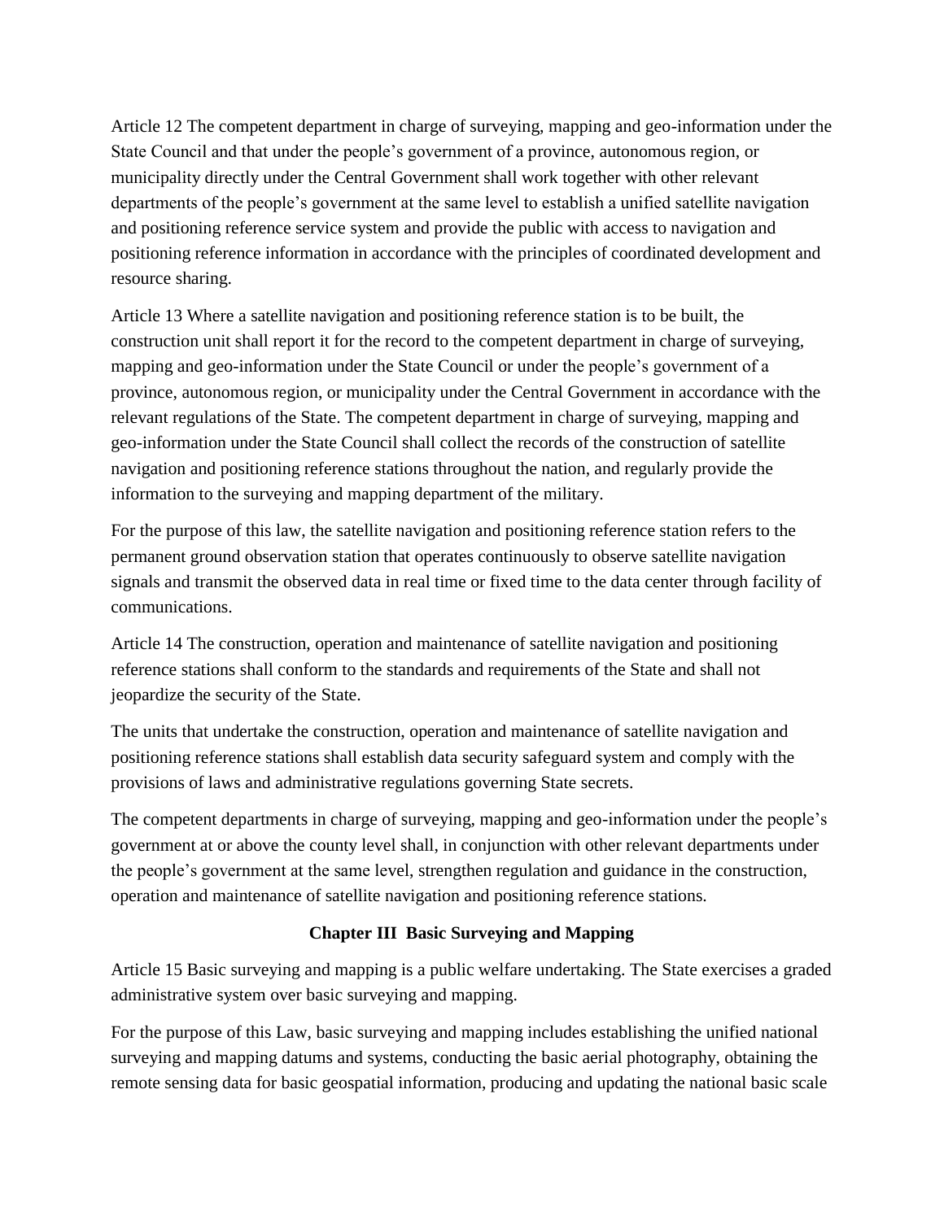Article 12 The competent department in charge of surveying, mapping and geo-information under the State Council and that under the people's government of a province, autonomous region, or municipality directly under the Central Government shall work together with other relevant departments of the people's government at the same level to establish a unified satellite navigation and positioning reference service system and provide the public with access to navigation and positioning reference information in accordance with the principles of coordinated development and resource sharing.

Article 13 Where a satellite navigation and positioning reference station is to be built, the construction unit shall report it for the record to the competent department in charge of surveying, mapping and geo-information under the State Council or under the people's government of a province, autonomous region, or municipality under the Central Government in accordance with the relevant regulations of the State. The competent department in charge of surveying, mapping and geo-information under the State Council shall collect the records of the construction of satellite navigation and positioning reference stations throughout the nation, and regularly provide the information to the surveying and mapping department of the military.

For the purpose of this law, the satellite navigation and positioning reference station refers to the permanent ground observation station that operates continuously to observe satellite navigation signals and transmit the observed data in real time or fixed time to the data center through facility of communications.

Article 14 The construction, operation and maintenance of satellite navigation and positioning reference stations shall conform to the standards and requirements of the State and shall not jeopardize the security of the State.

The units that undertake the construction, operation and maintenance of satellite navigation and positioning reference stations shall establish data security safeguard system and comply with the provisions of laws and administrative regulations governing State secrets.

The competent departments in charge of surveying, mapping and geo-information under the people's government at or above the county level shall, in conjunction with other relevant departments under the people's government at the same level, strengthen regulation and guidance in the construction, operation and maintenance of satellite navigation and positioning reference stations.

## Chapter III Basic Surveying and Mapping

Article 15 Basic surveying and mapping is a public welfare undertaking. The State exercises a graded administrative system over basic surveying and mapping.

For the purpose of this Law, basic surveying and mapping includes establishing the unified national surveying and mapping datums and systems, conducting the basic aerial photography, obtaining the remote sensing data for basic geospatial information, producing and updating the national basic scale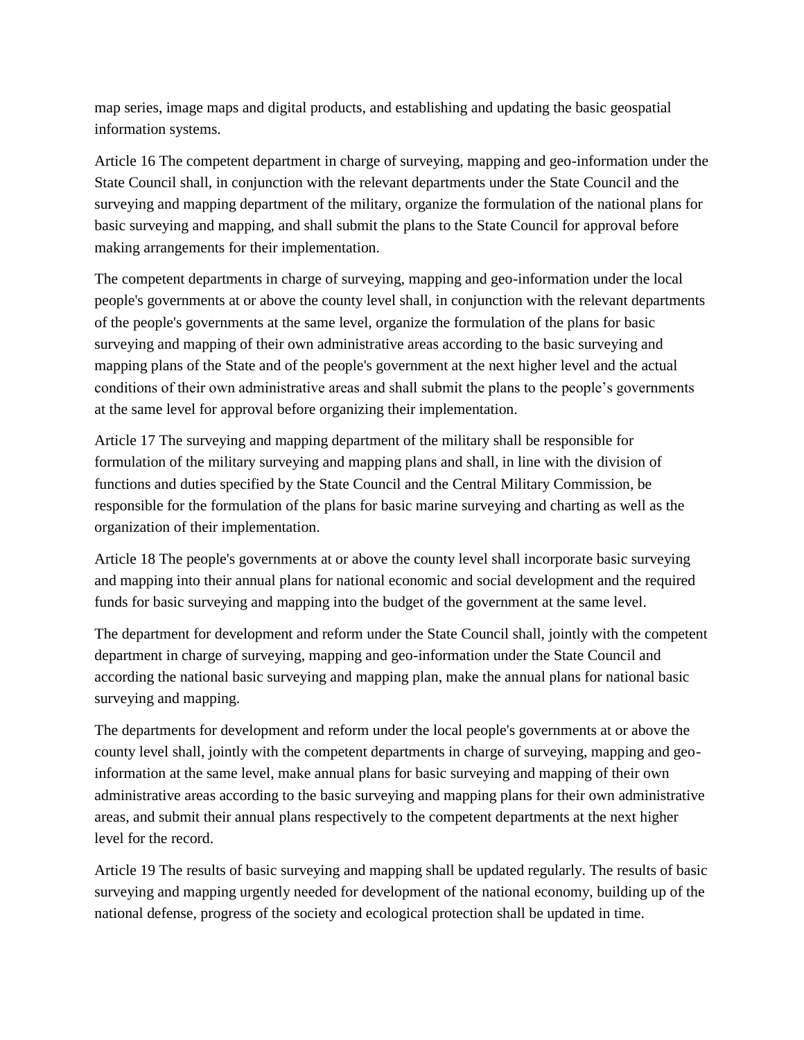map series, image maps and digital products, and establishing and updating the basic geospatial information systems.

Article 16 The competent department in charge of surveying, mapping and geo-information under the State Council shall, in conjunction with the relevant departments under the State Council and the surveying and mapping department of the military, organize the formulation of the national plans for basic surveying and mapping, and shall submit the plans to the State Council for approval before making arrangements for their implementation.

The competent departments in charge of surveying, mapping and geo-information under the local people's governments at or above the county level shall, in conjunction with the relevant departments of the people's governments at the same level, organize the formulation of the plans for basic surveying and mapping of their own administrative areas according to the basic surveying and mapping plans of the State and of the people's government at the next higher level and the actual conditions of their own administrative areas and shall submit the plans to the people's governments at the same level for approval before organizing their implementation.

Article 17 The surveying and mapping department of the military shall be responsible for formulation of the military surveying and mapping plans and shall, in line with the division of functions and duties specified by the State Council and the Central Military Commission, be responsible for the formulation of the plans for basic marine surveying and charting as well as the organization of their implementation.

Article 18 The people's governments at or above the county level shall incorporate basic surveying and mapping into their annual plans for national economic and social development and the required funds for basic surveying and mapping into the budget of the government at the same level.

The department for development and reform under the State Council shall, jointly with the competent department in charge of surveying, mapping and geo-information under the State Council and according the national basic surveying and mapping plan, make the annual plans for national basic surveying and mapping.

The departments for development and reform under the local people's governments at or above the county level shall, jointly with the competent departments in charge of surveying, mapping and geo-information at the same level, make annual plans for basic surveying and mapping of their own administrative areas according to the basic surveying and mapping plans for their own administrative areas, and submit their annual plans respectively to the competent departments at the next higher level for the record.

Article 19 The results of basic surveying and mapping shall be updated regularly. The results of basic surveying and mapping urgently needed for development of the national economy, building up of the national defense, progress of the society and ecological protection shall be updated in time.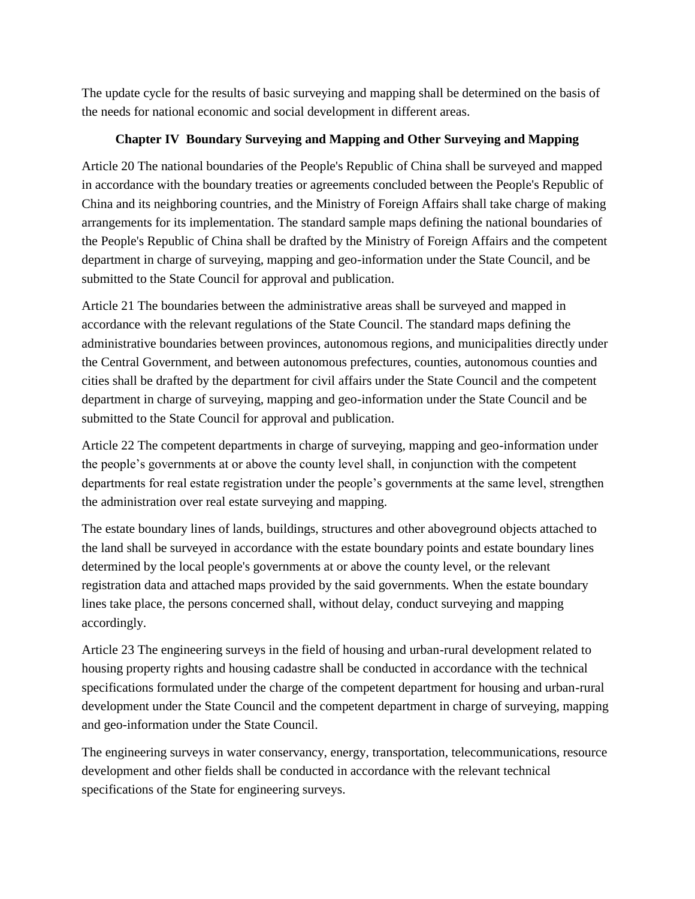The update cycle for the results of basic surveying and mapping shall be determined on the basis of the needs for national economic and social development in different areas.

## Chapter IV Boundary Surveying and Mapping and Other Surveying and Mapping

Article 20 The national boundaries of the People's Republic of China shall be surveyed and mapped in accordance with the boundary treaties or agreements concluded between the People's Republic of China and its neighboring countries, and the Ministry of Foreign Affairs shall take charge of making arrangements for its implementation. The standard sample maps defining the national boundaries of the People's Republic of China shall be drafted by the Ministry of Foreign Affairs and the competent department in charge of surveying, mapping and geo-information under the State Council, and be submitted to the State Council for approval and publication.

Article 21 The boundaries between the administrative areas shall be surveyed and mapped in accordance with the relevant regulations of the State Council. The standard maps defining the administrative boundaries between provinces, autonomous regions, and municipalities directly under the Central Government, and between autonomous prefectures, counties, autonomous counties and cities shall be drafted by the department for civil affairs under the State Council and the competent department in charge of surveying, mapping and geo-information under the State Council and be submitted to the State Council for approval and publication.

Article 22 The competent departments in charge of surveying, mapping and geo-information under the people's governments at or above the county level shall, in conjunction with the competent departments for real estate registration under the people's governments at the same level, strengthen the administration over real estate surveying and mapping.

The estate boundary lines of lands, buildings, structures and other aboveground objects attached to the land shall be surveyed in accordance with the estate boundary points and estate boundary lines determined by the local people's governments at or above the county level, or the relevant registration data and attached maps provided by the said governments. When the estate boundary lines take place, the persons concerned shall, without delay, conduct surveying and mapping accordingly.

Article 23 The engineering surveys in the field of housing and urban-rural development related to housing property rights and housing cadastre shall be conducted in accordance with the technical specifications formulated under the charge of the competent department for housing and urban-rural development under the State Council and the competent department in charge of surveying, mapping and geo-information under the State Council.

The engineering surveys in water conservancy, energy, transportation, telecommunications, resource development and other fields shall be conducted in accordance with the relevant technical specifications of the State for engineering surveys.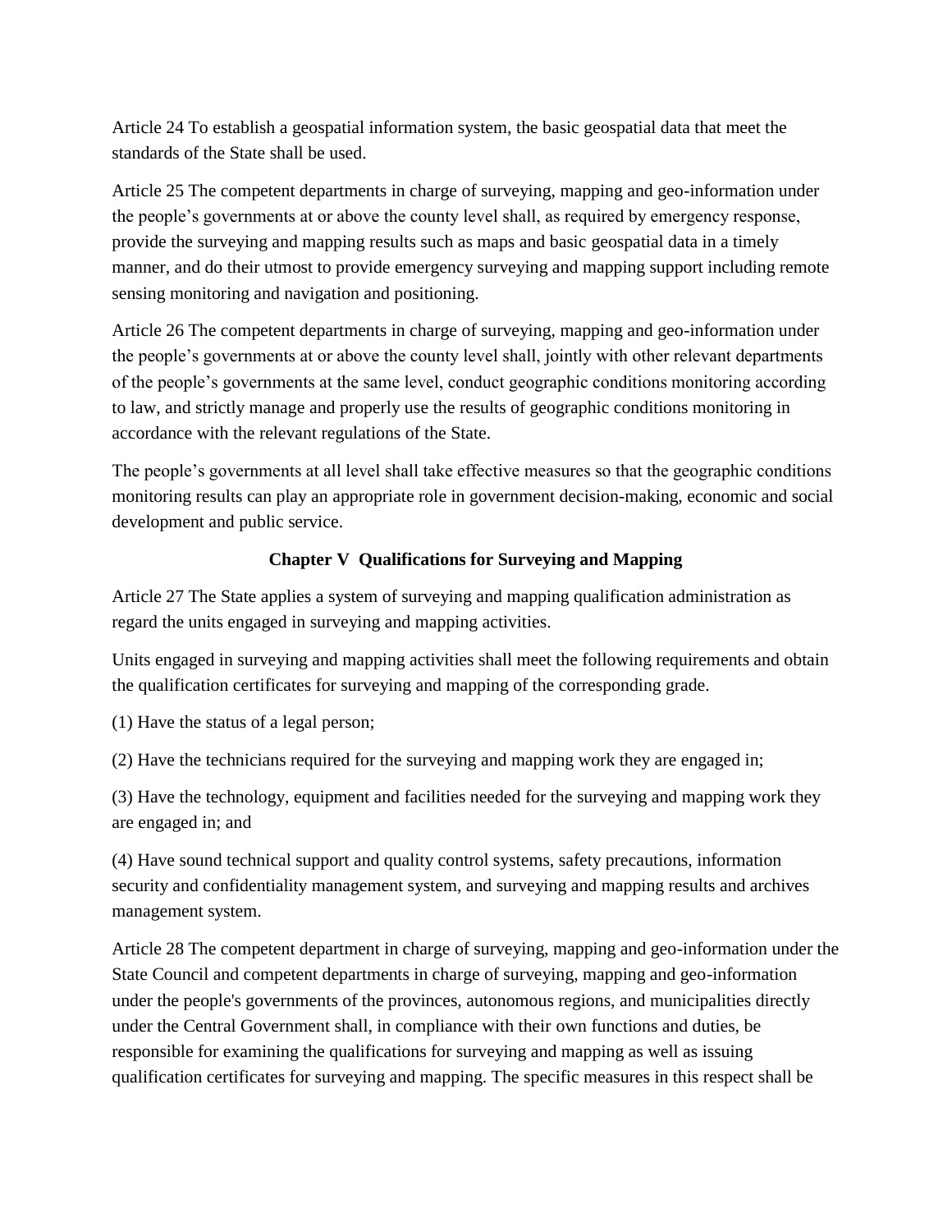Article 24 To establish a geospatial information system, the basic geospatial data that meet the standards of the State shall be used.

Article 25 The competent departments in charge of surveying, mapping and geo-information under the people's governments at or above the county level shall, as required by emergency response, provide the surveying and mapping results such as maps and basic geospatial data in a timely manner, and do their utmost to provide emergency surveying and mapping support including remote sensing monitoring and navigation and positioning.

Article 26 The competent departments in charge of surveying, mapping and geo-information under the people's governments at or above the county level shall, jointly with other relevant departments of the people's governments at the same level, conduct geographic conditions monitoring according to law, and strictly manage and properly use the results of geographic conditions monitoring in accordance with the relevant regulations of the State.

The people's governments at all level shall take effective measures so that the geographic conditions monitoring results can play an appropriate role in government decision-making, economic and social development and public service.

## Chapter V Qualifications for Surveying and Mapping

Article 27 The State applies a system of surveying and mapping qualification administration as regard the units engaged in surveying and mapping activities.

Units engaged in surveying and mapping activities shall meet the following requirements and obtain the qualification certificates for surveying and mapping of the corresponding grade.

(1) Have the status of a legal person;

(2) Have the technicians required for the surveying and mapping work they are engaged in;

(3) Have the technology, equipment and facilities needed for the surveying and mapping work they are engaged in; and

(4) Have sound technical support and quality control systems, safety precautions, information security and confidentiality management system, and surveying and mapping results and archives management system.

Article 28 The competent department in charge of surveying, mapping and geo-information under the State Council and competent departments in charge of surveying, mapping and geo-information under the people's governments of the provinces, autonomous regions, and municipalities directly under the Central Government shall, in compliance with their own functions and duties, be responsible for examining the qualifications for surveying and mapping as well as issuing qualification certificates for surveying and mapping. The specific measures in this respect shall be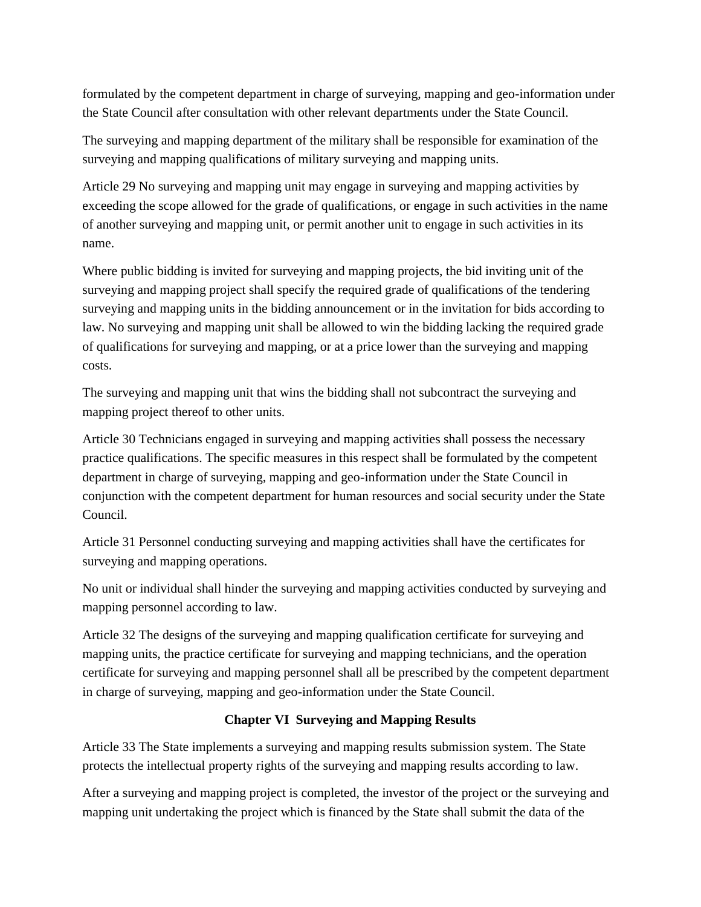formulated by the competent department in charge of surveying, mapping and geo-information under the State Council after consultation with other relevant departments under the State Council.

The surveying and mapping department of the military shall be responsible for examination of the surveying and mapping qualifications of military surveying and mapping units.

Article 29 No surveying and mapping unit may engage in surveying and mapping activities by exceeding the scope allowed for the grade of qualifications, or engage in such activities in the name of another surveying and mapping unit, or permit another unit to engage in such activities in its name.

Where public bidding is invited for surveying and mapping projects, the bid inviting unit of the surveying and mapping project shall specify the required grade of qualifications of the tendering surveying and mapping units in the bidding announcement or in the invitation for bids according to law. No surveying and mapping unit shall be allowed to win the bidding lacking the required grade of qualifications for surveying and mapping, or at a price lower than the surveying and mapping costs.

The surveying and mapping unit that wins the bidding shall not subcontract the surveying and mapping project thereof to other units.

Article 30 Technicians engaged in surveying and mapping activities shall possess the necessary practice qualifications. The specific measures in this respect shall be formulated by the competent department in charge of surveying, mapping and geo-information under the State Council in conjunction with the competent department for human resources and social security under the State Council.

Article 31 Personnel conducting surveying and mapping activities shall have the certificates for surveying and mapping operations.

No unit or individual shall hinder the surveying and mapping activities conducted by surveying and mapping personnel according to law.

Article 32 The designs of the surveying and mapping qualification certificate for surveying and mapping units, the practice certificate for surveying and mapping technicians, and the operation certificate for surveying and mapping personnel shall all be prescribed by the competent department in charge of surveying, mapping and geo-information under the State Council.

## Chapter VI Surveying and Mapping Results

Article 33 The State implements a surveying and mapping results submission system. The State protects the intellectual property rights of the surveying and mapping results according to law.

After a surveying and mapping project is completed, the investor of the project or the surveying and mapping unit undertaking the project which is financed by the State shall submit the data of the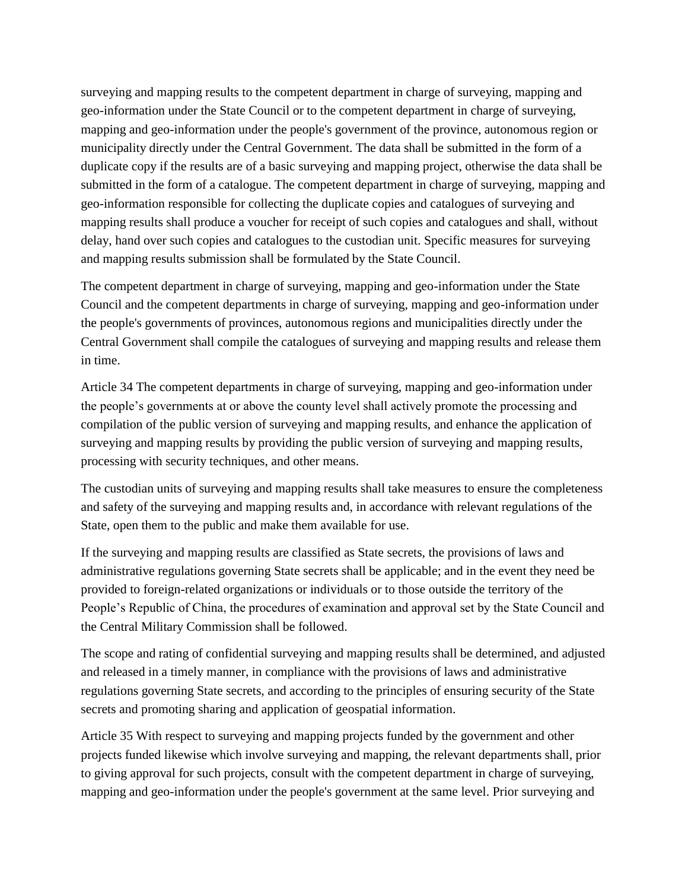surveying and mapping results to the competent department in charge of surveying, mapping and geo-information under the State Council or to the competent department in charge of surveying, mapping and geo-information under the people's government of the province, autonomous region or municipality directly under the Central Government. The data shall be submitted in the form of a duplicate copy if the results are of a basic surveying and mapping project, otherwise the data shall be submitted in the form of a catalogue. The competent department in charge of surveying, mapping and geo-information responsible for collecting the duplicate copies and catalogues of surveying and mapping results shall produce a voucher for receipt of such copies and catalogues and shall, without delay, hand over such copies and catalogues to the custodian unit. Specific measures for surveying and mapping results submission shall be formulated by the State Council.

The competent department in charge of surveying, mapping and geo-information under the State Council and the competent departments in charge of surveying, mapping and geo-information under the people's governments of provinces, autonomous regions and municipalities directly under the Central Government shall compile the catalogues of surveying and mapping results and release them in time.

Article 34 The competent departments in charge of surveying, mapping and geo-information under the people's governments at or above the county level shall actively promote the processing and compilation of the public version of surveying and mapping results, and enhance the application of surveying and mapping results by providing the public version of surveying and mapping results, processing with security techniques, and other means.

The custodian units of surveying and mapping results shall take measures to ensure the completeness and safety of the surveying and mapping results and, in accordance with relevant regulations of the State, open them to the public and make them available for use.

If the surveying and mapping results are classified as State secrets, the provisions of laws and administrative regulations governing State secrets shall be applicable; and in the event they need be provided to foreign-related organizations or individuals or to those outside the territory of the People's Republic of China, the procedures of examination and approval set by the State Council and the Central Military Commission shall be followed.

The scope and rating of confidential surveying and mapping results shall be determined, and adjusted and released in a timely manner, in compliance with the provisions of laws and administrative regulations governing State secrets, and according to the principles of ensuring security of the State secrets and promoting sharing and application of geospatial information.

Article 35 With respect to surveying and mapping projects funded by the government and other projects funded likewise which involve surveying and mapping, the relevant departments shall, prior to giving approval for such projects, consult with the competent department in charge of surveying, mapping and geo-information under the people's government at the same level. Prior surveying and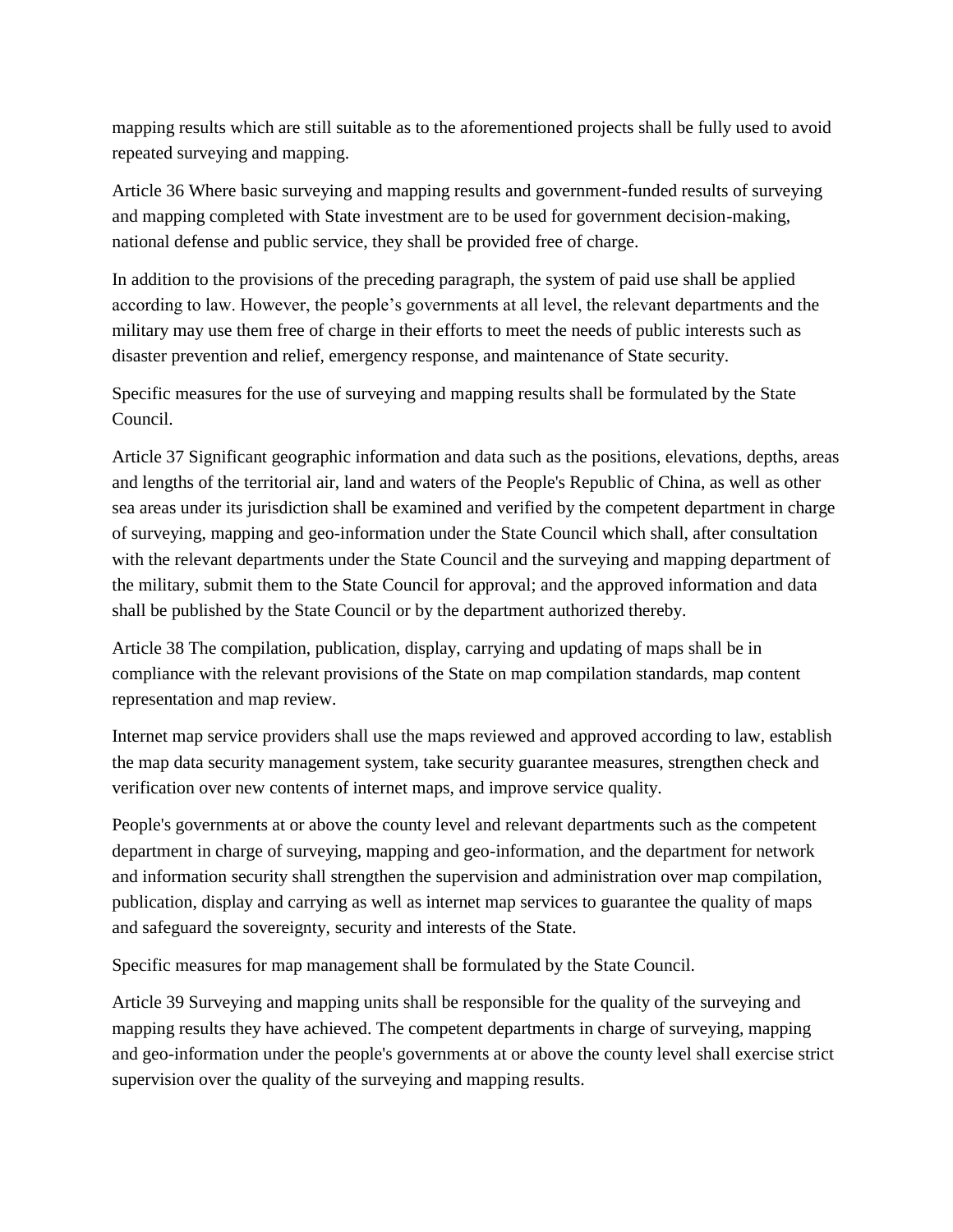mapping results which are still suitable as to the aforementioned projects shall be fully used to avoid repeated surveying and mapping.

Article 36 Where basic surveying and mapping results and government-funded results of surveying and mapping completed with State investment are to be used for government decision-making, national defense and public service, they shall be provided free of charge.

In addition to the provisions of the preceding paragraph, the system of paid use shall be applied according to law. However, the people's governments at all level, the relevant departments and the military may use them free of charge in their efforts to meet the needs of public interests such as disaster prevention and relief, emergency response, and maintenance of State security.

Specific measures for the use of surveying and mapping results shall be formulated by the State Council.

Article 37 Significant geographic information and data such as the positions, elevations, depths, areas and lengths of the territorial air, land and waters of the People's Republic of China, as well as other sea areas under its jurisdiction shall be examined and verified by the competent department in charge of surveying, mapping and geo-information under the State Council which shall, after consultation with the relevant departments under the State Council and the surveying and mapping department of the military, submit them to the State Council for approval; and the approved information and data shall be published by the State Council or by the department authorized thereby.

Article 38 The compilation, publication, display, carrying and updating of maps shall be in compliance with the relevant provisions of the State on map compilation standards, map content representation and map review.

Internet map service providers shall use the maps reviewed and approved according to law, establish the map data security management system, take security guarantee measures, strengthen check and verification over new contents of internet maps, and improve service quality.

People's governments at or above the county level and relevant departments such as the competent department in charge of surveying, mapping and geo-information, and the department for network and information security shall strengthen the supervision and administration over map compilation, publication, display and carrying as well as internet map services to guarantee the quality of maps and safeguard the sovereignty, security and interests of the State.

Specific measures for map management shall be formulated by the State Council.

Article 39 Surveying and mapping units shall be responsible for the quality of the surveying and mapping results they have achieved. The competent departments in charge of surveying, mapping and geo-information under the people's governments at or above the county level shall exercise strict supervision over the quality of the surveying and mapping results.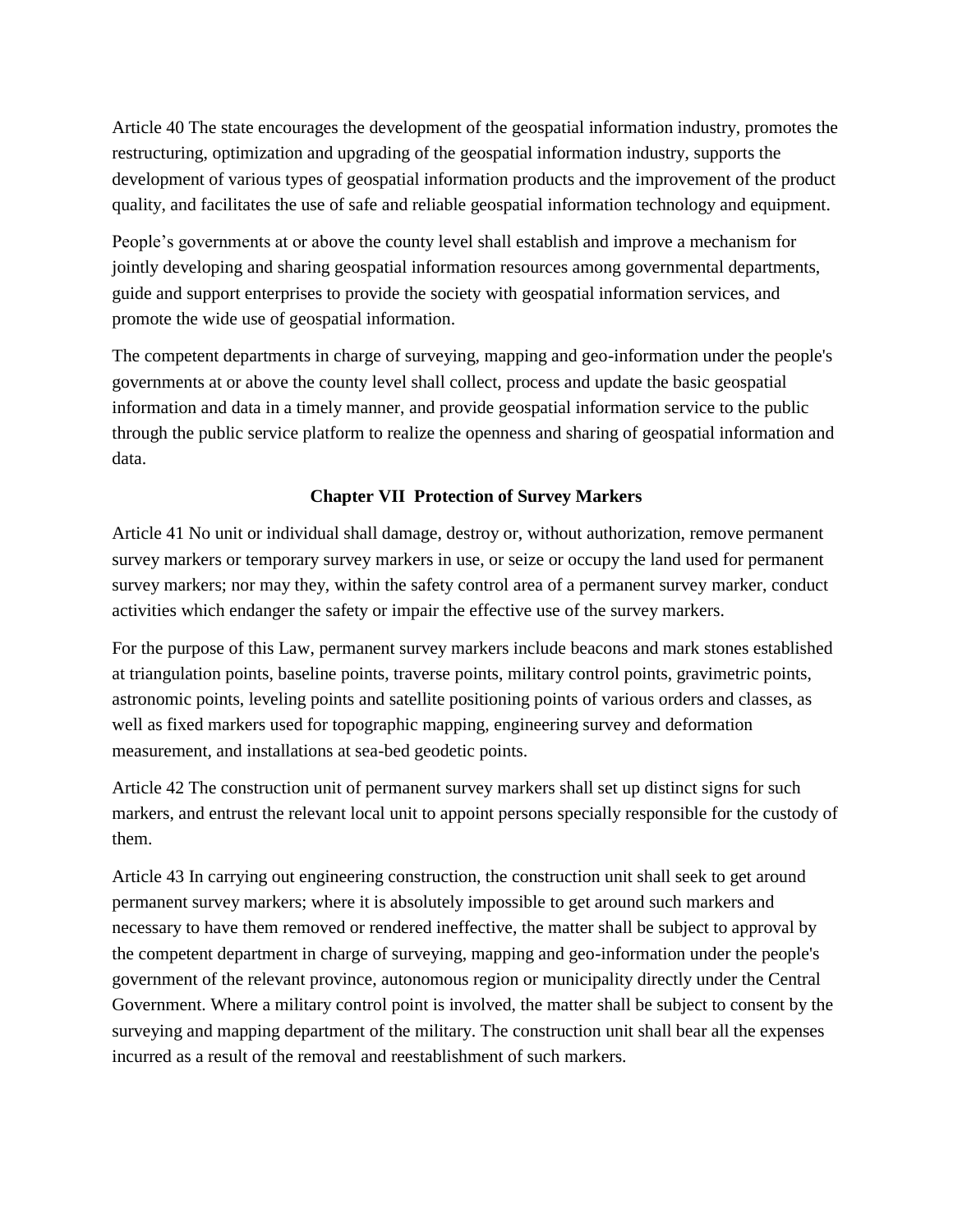Article 40 The state encourages the development of the geospatial information industry, promotes the restructuring, optimization and upgrading of the geospatial information industry, supports the development of various types of geospatial information products and the improvement of the product quality, and facilitates the use of safe and reliable geospatial information technology and equipment.

People's governments at or above the county level shall establish and improve a mechanism for jointly developing and sharing geospatial information resources among governmental departments, guide and support enterprises to provide the society with geospatial information services, and promote the wide use of geospatial information.

The competent departments in charge of surveying, mapping and geo-information under the people's governments at or above the county level shall collect, process and update the basic geospatial information and data in a timely manner, and provide geospatial information service to the public through the public service platform to realize the openness and sharing of geospatial information and data.

## Chapter VII Protection of Survey Markers

Article 41 No unit or individual shall damage, destroy or, without authorization, remove permanent survey markers or temporary survey markers in use, or seize or occupy the land used for permanent survey markers; nor may they, within the safety control area of a permanent survey marker, conduct activities which endanger the safety or impair the effective use of the survey markers.

For the purpose of this Law, permanent survey markers include beacons and mark stones established at triangulation points, baseline points, traverse points, military control points, gravimetric points, astronomic points, leveling points and satellite positioning points of various orders and classes, as well as fixed markers used for topographic mapping, engineering survey and deformation measurement, and installations at sea-bed geodetic points.

Article 42 The construction unit of permanent survey markers shall set up distinct signs for such markers, and entrust the relevant local unit to appoint persons specially responsible for the custody of them.

Article 43 In carrying out engineering construction, the construction unit shall seek to get around permanent survey markers; where it is absolutely impossible to get around such markers and necessary to have them removed or rendered ineffective, the matter shall be subject to approval by the competent department in charge of surveying, mapping and geo-information under the people's government of the relevant province, autonomous region or municipality directly under the Central Government. Where a military control point is involved, the matter shall be subject to consent by the surveying and mapping department of the military. The construction unit shall bear all the expenses incurred as a result of the removal and reestablishment of such markers.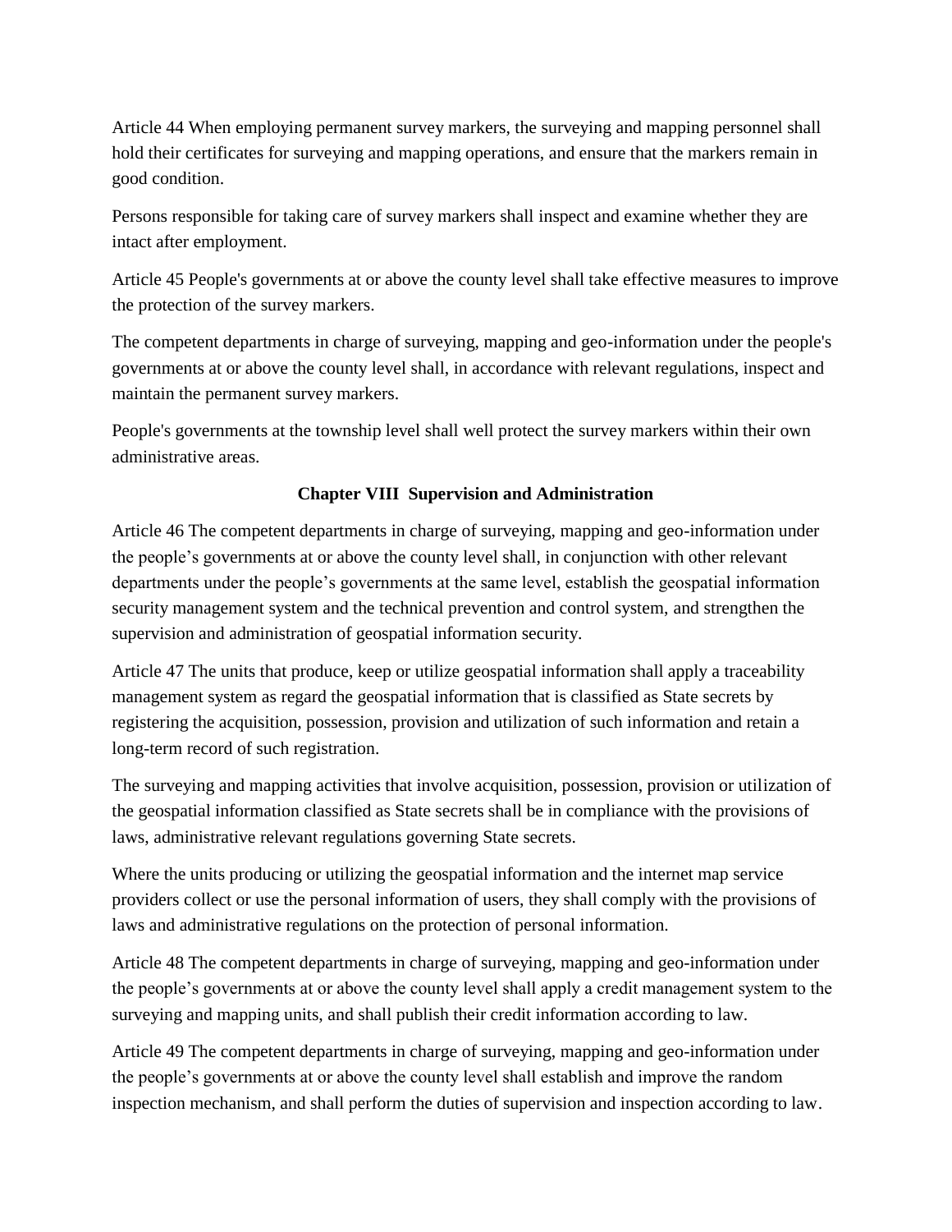Article 44 When employing permanent survey markers, the surveying and mapping personnel shall hold their certificates for surveying and mapping operations, and ensure that the markers remain in good condition.

Persons responsible for taking care of survey markers shall inspect and examine whether they are intact after employment.

Article 45 People's governments at or above the county level shall take effective measures to improve the protection of the survey markers.

The competent departments in charge of surveying, mapping and geo-information under the people's governments at or above the county level shall, in accordance with relevant regulations, inspect and maintain the permanent survey markers.

People's governments at the township level shall well protect the survey markers within their own administrative areas.

## Chapter VIII  Supervision and Administration

Article 46 The competent departments in charge of surveying, mapping and geo-information under the people's governments at or above the county level shall, in conjunction with other relevant departments under the people's governments at the same level, establish the geospatial information security management system and the technical prevention and control system, and strengthen the supervision and administration of geospatial information security.

Article 47 The units that produce, keep or utilize geospatial information shall apply a traceability management system as regard the geospatial information that is classified as State secrets by registering the acquisition, possession, provision and utilization of such information and retain a long-term record of such registration.

The surveying and mapping activities that involve acquisition, possession, provision or utilization of the geospatial information classified as State secrets shall be in compliance with the provisions of laws, administrative relevant regulations governing State secrets.

Where the units producing or utilizing the geospatial information and the internet map service providers collect or use the personal information of users, they shall comply with the provisions of laws and administrative regulations on the protection of personal information.

Article 48 The competent departments in charge of surveying, mapping and geo-information under the people's governments at or above the county level shall apply a credit management system to the surveying and mapping units, and shall publish their credit information according to law.

Article 49 The competent departments in charge of surveying, mapping and geo-information under the people's governments at or above the county level shall establish and improve the random inspection mechanism, and shall perform the duties of supervision and inspection according to law.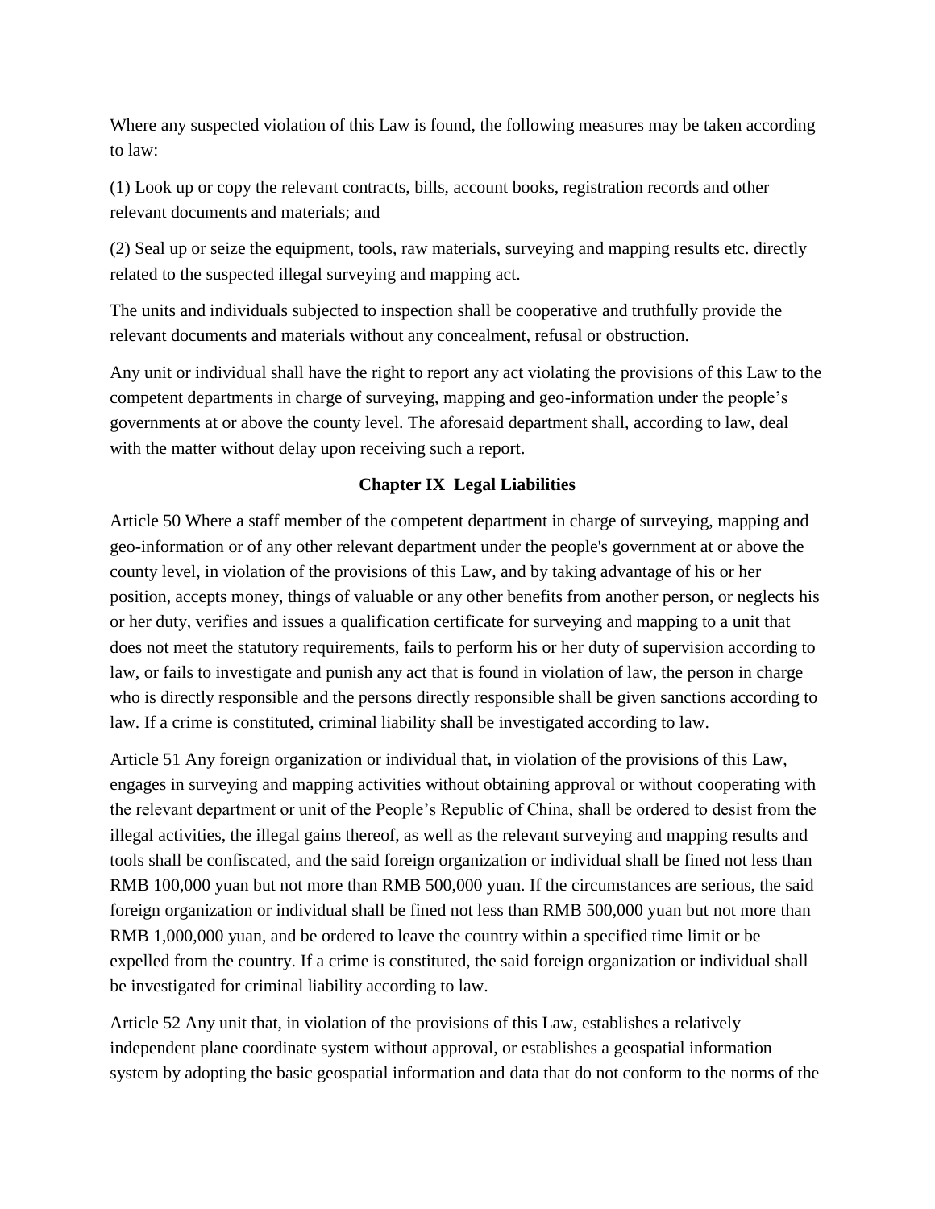Where any suspected violation of this Law is found, the following measures may be taken according to law:

(1) Look up or copy the relevant contracts, bills, account books, registration records and other relevant documents and materials; and

(2) Seal up or seize the equipment, tools, raw materials, surveying and mapping results etc. directly related to the suspected illegal surveying and mapping act.

The units and individuals subjected to inspection shall be cooperative and truthfully provide the relevant documents and materials without any concealment, refusal or obstruction.

Any unit or individual shall have the right to report any act violating the provisions of this Law to the competent departments in charge of surveying, mapping and geo-information under the people's governments at or above the county level. The aforesaid department shall, according to law, deal with the matter without delay upon receiving such a report.

## Chapter IX Legal Liabilities

Article 50 Where a staff member of the competent department in charge of surveying, mapping and geo-information or of any other relevant department under the people's government at or above the county level, in violation of the provisions of this Law, and by taking advantage of his or her position, accepts money, things of valuable or any other benefits from another person, or neglects his or her duty, verifies and issues a qualification certificate for surveying and mapping to a unit that does not meet the statutory requirements, fails to perform his or her duty of supervision according to law, or fails to investigate and punish any act that is found in violation of law, the person in charge who is directly responsible and the persons directly responsible shall be given sanctions according to law. If a crime is constituted, criminal liability shall be investigated according to law.

Article 51 Any foreign organization or individual that, in violation of the provisions of this Law, engages in surveying and mapping activities without obtaining approval or without cooperating with the relevant department or unit of the People's Republic of China, shall be ordered to desist from the illegal activities, the illegal gains thereof, as well as the relevant surveying and mapping results and tools shall be confiscated, and the said foreign organization or individual shall be fined not less than RMB 100,000 yuan but not more than RMB 500,000 yuan. If the circumstances are serious, the said foreign organization or individual shall be fined not less than RMB 500,000 yuan but not more than RMB 1,000,000 yuan, and be ordered to leave the country within a specified time limit or be expelled from the country. If a crime is constituted, the said foreign organization or individual shall be investigated for criminal liability according to law.

Article 52 Any unit that, in violation of the provisions of this Law, establishes a relatively independent plane coordinate system without approval, or establishes a geospatial information system by adopting the basic geospatial information and data that do not conform to the norms of the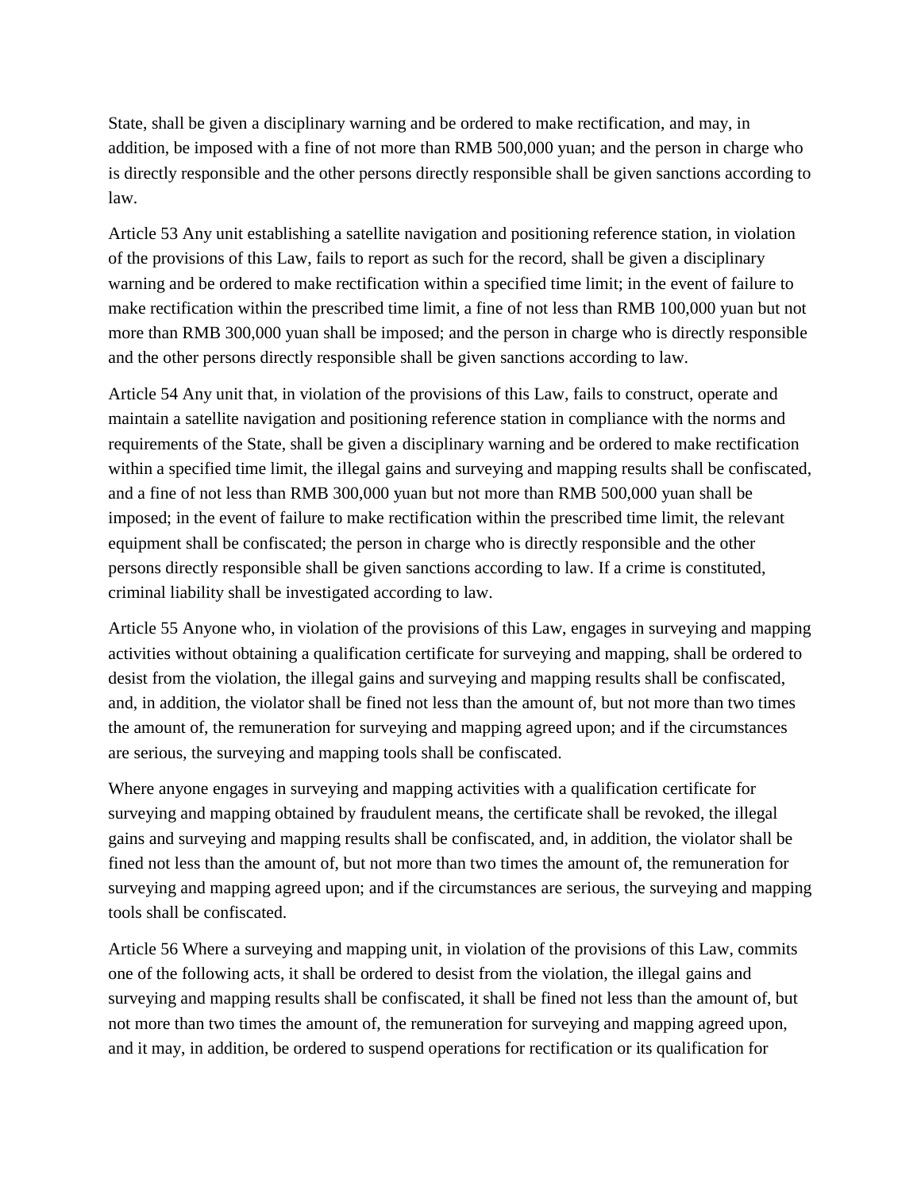State, shall be given a disciplinary warning and be ordered to make rectification, and may, in addition, be imposed with a fine of not more than RMB 500,000 yuan; and the person in charge who is directly responsible and the other persons directly responsible shall be given sanctions according to law.

Article 53 Any unit establishing a satellite navigation and positioning reference station, in violation of the provisions of this Law, fails to report as such for the record, shall be given a disciplinary warning and be ordered to make rectification within a specified time limit; in the event of failure to make rectification within the prescribed time limit, a fine of not less than RMB 100,000 yuan but not more than RMB 300,000 yuan shall be imposed; and the person in charge who is directly responsible and the other persons directly responsible shall be given sanctions according to law.

Article 54 Any unit that, in violation of the provisions of this Law, fails to construct, operate and maintain a satellite navigation and positioning reference station in compliance with the norms and requirements of the State, shall be given a disciplinary warning and be ordered to make rectification within a specified time limit, the illegal gains and surveying and mapping results shall be confiscated, and a fine of not less than RMB 300,000 yuan but not more than RMB 500,000 yuan shall be imposed; in the event of failure to make rectification within the prescribed time limit, the relevant equipment shall be confiscated; the person in charge who is directly responsible and the other persons directly responsible shall be given sanctions according to law. If a crime is constituted, criminal liability shall be investigated according to law.

Article 55 Anyone who, in violation of the provisions of this Law, engages in surveying and mapping activities without obtaining a qualification certificate for surveying and mapping, shall be ordered to desist from the violation, the illegal gains and surveying and mapping results shall be confiscated, and, in addition, the violator shall be fined not less than the amount of, but not more than two times the amount of, the remuneration for surveying and mapping agreed upon; and if the circumstances are serious, the surveying and mapping tools shall be confiscated.

Where anyone engages in surveying and mapping activities with a qualification certificate for surveying and mapping obtained by fraudulent means, the certificate shall be revoked, the illegal gains and surveying and mapping results shall be confiscated, and, in addition, the violator shall be fined not less than the amount of, but not more than two times the amount of, the remuneration for surveying and mapping agreed upon; and if the circumstances are serious, the surveying and mapping tools shall be confiscated.

Article 56 Where a surveying and mapping unit, in violation of the provisions of this Law, commits one of the following acts, it shall be ordered to desist from the violation, the illegal gains and surveying and mapping results shall be confiscated, it shall be fined not less than the amount of, but not more than two times the amount of, the remuneration for surveying and mapping agreed upon, and it may, in addition, be ordered to suspend operations for rectification or its qualification for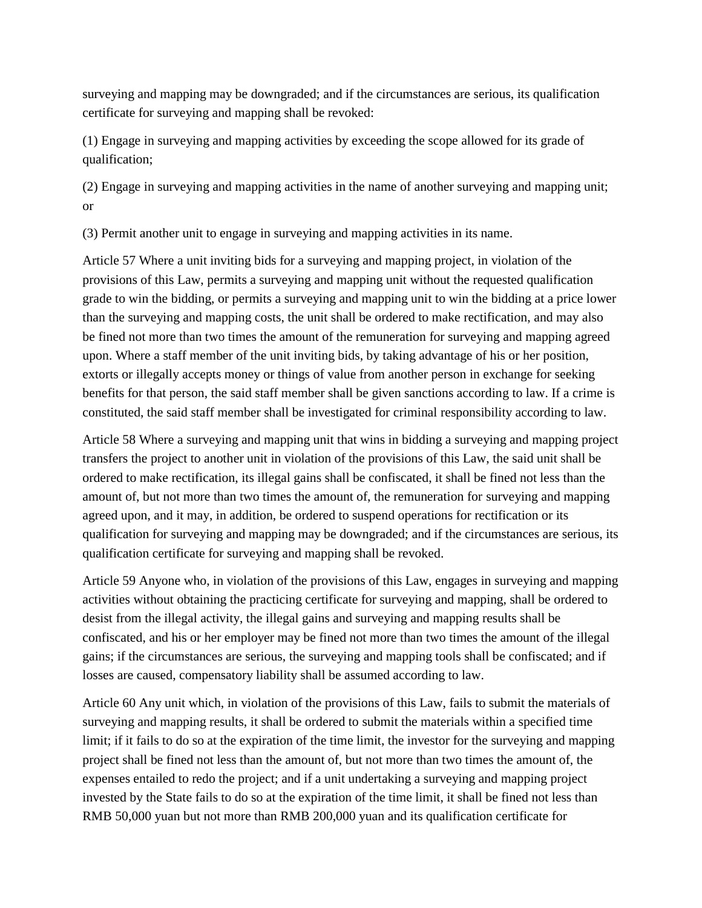surveying and mapping may be downgraded; and if the circumstances are serious, its qualification certificate for surveying and mapping shall be revoked:

(1) Engage in surveying and mapping activities by exceeding the scope allowed for its grade of qualification;

(2) Engage in surveying and mapping activities in the name of another surveying and mapping unit; or

(3) Permit another unit to engage in surveying and mapping activities in its name.

Article 57 Where a unit inviting bids for a surveying and mapping project, in violation of the provisions of this Law, permits a surveying and mapping unit without the requested qualification grade to win the bidding, or permits a surveying and mapping unit to win the bidding at a price lower than the surveying and mapping costs, the unit shall be ordered to make rectification, and may also be fined not more than two times the amount of the remuneration for surveying and mapping agreed upon. Where a staff member of the unit inviting bids, by taking advantage of his or her position, extorts or illegally accepts money or things of value from another person in exchange for seeking benefits for that person, the said staff member shall be given sanctions according to law. If a crime is constituted, the said staff member shall be investigated for criminal responsibility according to law.

Article 58 Where a surveying and mapping unit that wins in bidding a surveying and mapping project transfers the project to another unit in violation of the provisions of this Law, the said unit shall be ordered to make rectification, its illegal gains shall be confiscated, it shall be fined not less than the amount of, but not more than two times the amount of, the remuneration for surveying and mapping agreed upon, and it may, in addition, be ordered to suspend operations for rectification or its qualification for surveying and mapping may be downgraded; and if the circumstances are serious, its qualification certificate for surveying and mapping shall be revoked.

Article 59 Anyone who, in violation of the provisions of this Law, engages in surveying and mapping activities without obtaining the practicing certificate for surveying and mapping, shall be ordered to desist from the illegal activity, the illegal gains and surveying and mapping results shall be confiscated, and his or her employer may be fined not more than two times the amount of the illegal gains; if the circumstances are serious, the surveying and mapping tools shall be confiscated; and if losses are caused, compensatory liability shall be assumed according to law.

Article 60 Any unit which, in violation of the provisions of this Law, fails to submit the materials of surveying and mapping results, it shall be ordered to submit the materials within a specified time limit; if it fails to do so at the expiration of the time limit, the investor for the surveying and mapping project shall be fined not less than the amount of, but not more than two times the amount of, the expenses entailed to redo the project; and if a unit undertaking a surveying and mapping project invested by the State fails to do so at the expiration of the time limit, it shall be fined not less than RMB 50,000 yuan but not more than RMB 200,000 yuan and its qualification certificate for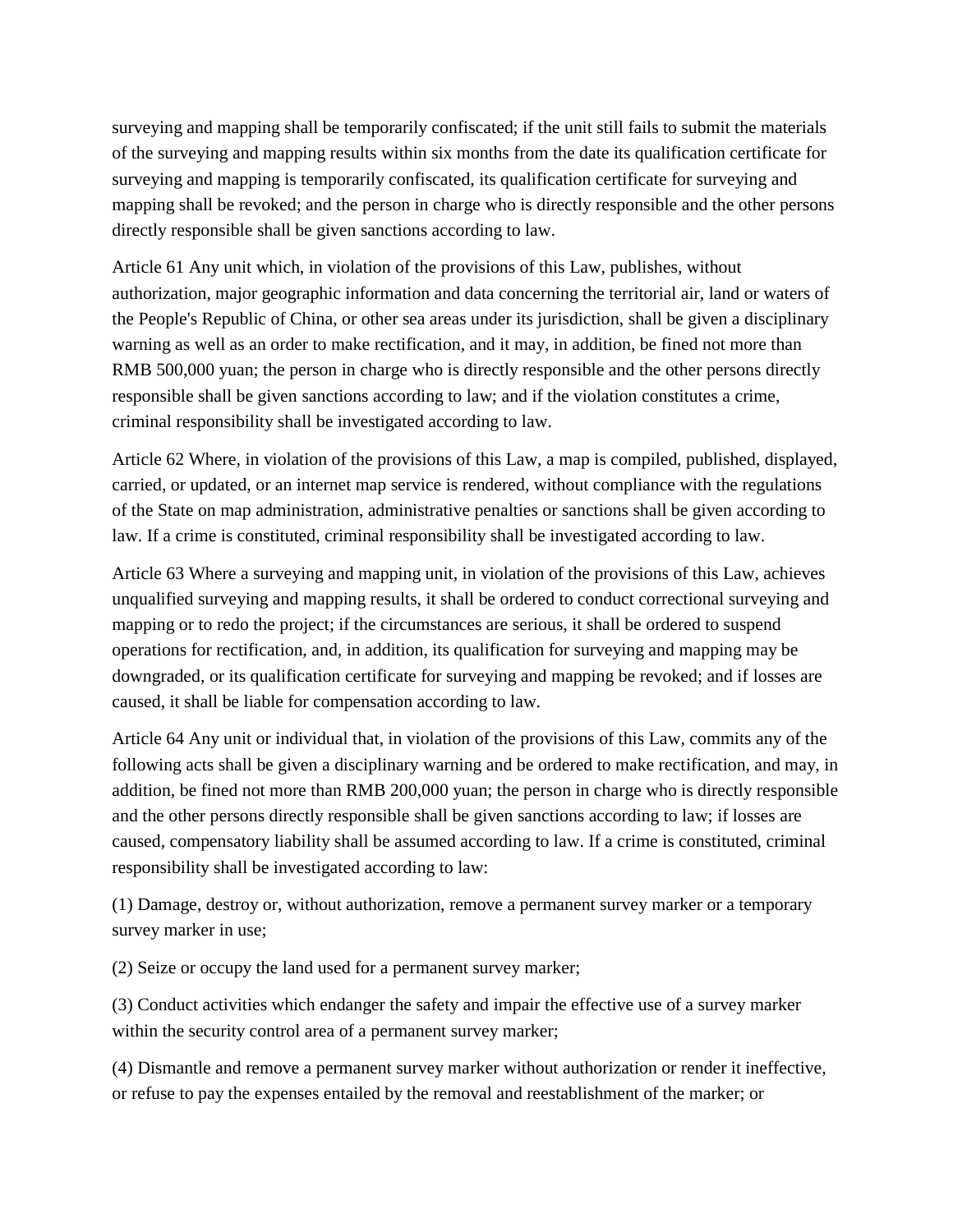surveying and mapping shall be temporarily confiscated; if the unit still fails to submit the materials of the surveying and mapping results within six months from the date its qualification certificate for surveying and mapping is temporarily confiscated, its qualification certificate for surveying and mapping shall be revoked; and the person in charge who is directly responsible and the other persons directly responsible shall be given sanctions according to law.

Article 61 Any unit which, in violation of the provisions of this Law, publishes, without authorization, major geographic information and data concerning the territorial air, land or waters of the People's Republic of China, or other sea areas under its jurisdiction, shall be given a disciplinary warning as well as an order to make rectification, and it may, in addition, be fined not more than RMB 500,000 yuan; the person in charge who is directly responsible and the other persons directly responsible shall be given sanctions according to law; and if the violation constitutes a crime, criminal responsibility shall be investigated according to law.

Article 62 Where, in violation of the provisions of this Law, a map is compiled, published, displayed, carried, or updated, or an internet map service is rendered, without compliance with the regulations of the State on map administration, administrative penalties or sanctions shall be given according to law. If a crime is constituted, criminal responsibility shall be investigated according to law.

Article 63 Where a surveying and mapping unit, in violation of the provisions of this Law, achieves unqualified surveying and mapping results, it shall be ordered to conduct correctional surveying and mapping or to redo the project; if the circumstances are serious, it shall be ordered to suspend operations for rectification, and, in addition, its qualification for surveying and mapping may be downgraded, or its qualification certificate for surveying and mapping be revoked; and if losses are caused, it shall be liable for compensation according to law.

Article 64 Any unit or individual that, in violation of the provisions of this Law, commits any of the following acts shall be given a disciplinary warning and be ordered to make rectification, and may, in addition, be fined not more than RMB 200,000 yuan; the person in charge who is directly responsible and the other persons directly responsible shall be given sanctions according to law; if losses are caused, compensatory liability shall be assumed according to law. If a crime is constituted, criminal responsibility shall be investigated according to law:

(1) Damage, destroy or, without authorization, remove a permanent survey marker or a temporary survey marker in use;

(2) Seize or occupy the land used for a permanent survey marker;

(3) Conduct activities which endanger the safety and impair the effective use of a survey marker within the security control area of a permanent survey marker;

(4) Dismantle and remove a permanent survey marker without authorization or render it ineffective, or refuse to pay the expenses entailed by the removal and reestablishment of the marker; or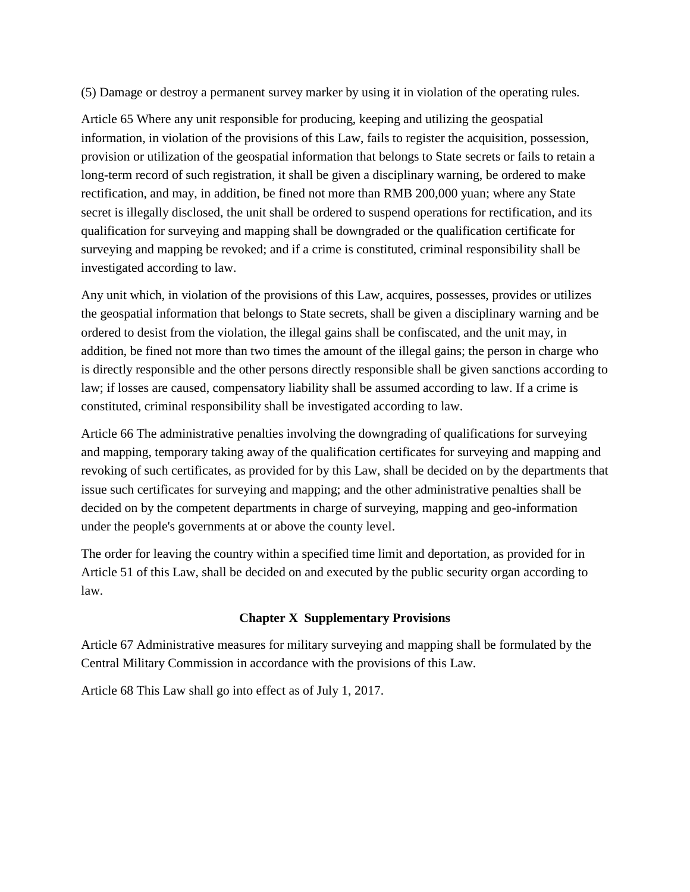(5) Damage or destroy a permanent survey marker by using it in violation of the operating rules.

Article 65 Where any unit responsible for producing, keeping and utilizing the geospatial information, in violation of the provisions of this Law, fails to register the acquisition, possession, provision or utilization of the geospatial information that belongs to State secrets or fails to retain a long-term record of such registration, it shall be given a disciplinary warning, be ordered to make rectification, and may, in addition, be fined not more than RMB 200,000 yuan; where any State secret is illegally disclosed, the unit shall be ordered to suspend operations for rectification, and its qualification for surveying and mapping shall be downgraded or the qualification certificate for surveying and mapping be revoked; and if a crime is constituted, criminal responsibility shall be investigated according to law.

Any unit which, in violation of the provisions of this Law, acquires, possesses, provides or utilizes the geospatial information that belongs to State secrets, shall be given a disciplinary warning and be ordered to desist from the violation, the illegal gains shall be confiscated, and the unit may, in addition, be fined not more than two times the amount of the illegal gains; the person in charge who is directly responsible and the other persons directly responsible shall be given sanctions according to law; if losses are caused, compensatory liability shall be assumed according to law. If a crime is constituted, criminal responsibility shall be investigated according to law.

Article 66 The administrative penalties involving the downgrading of qualifications for surveying and mapping, temporary taking away of the qualification certificates for surveying and mapping and revoking of such certificates, as provided for by this Law, shall be decided on by the departments that issue such certificates for surveying and mapping; and the other administrative penalties shall be decided on by the competent departments in charge of surveying, mapping and geo-information under the people's governments at or above the county level.

The order for leaving the country within a specified time limit and deportation, as provided for in Article 51 of this Law, shall be decided on and executed by the public security organ according to law.

## Chapter X Supplementary Provisions

Article 67 Administrative measures for military surveying and mapping shall be formulated by the Central Military Commission in accordance with the provisions of this Law.

Article 68 This Law shall go into effect as of July 1, 2017.